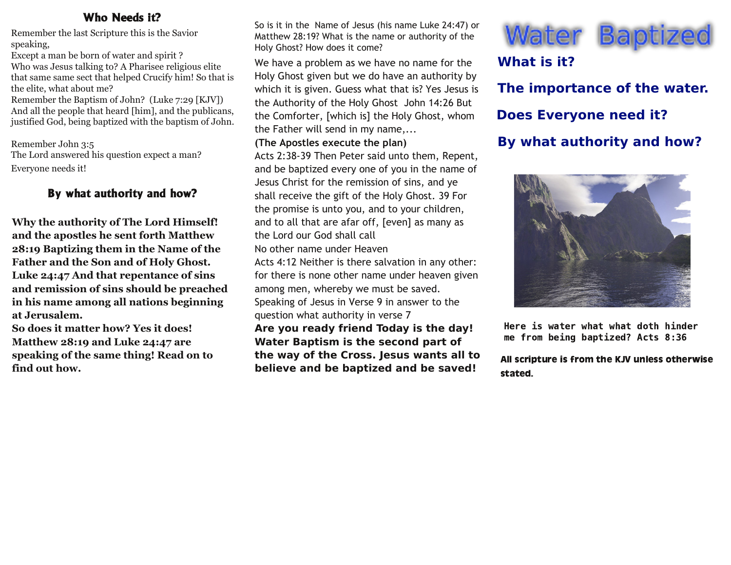## Who Needs it?

Remember the last Scripture this is the Savior speaking,
Except a man be born of water and spirit ?
Who was Jesus talking to? A Pharisee religious elite that same same sect that helped Crucify him! So that is the elite, what about me?
Remember the Baptism of John? (Luke 7:29 [KJV]) And all the people that heard [him], and the publicans, justified God, being baptized with the baptism of John.

Remember John 3:5
The Lord answered his question expect a man?
Everyone needs it!

## By what authority and how?

**Why the authority of The Lord Himself! and the apostles he sent forth Matthew 28:19 Baptizing them in the Name of the Father and the Son and of Holy Ghost. Luke 24:47 And that repentance of sins and remission of sins should be preached in his name among all nations beginning at Jerusalem.**
**So does it matter how? Yes it does! Matthew 28:19 and Luke 24:47 are speaking of the same thing! Read on to find out how.**

So is it in the Name of Jesus (his name Luke 24:47) or Matthew 28:19? What is the name or authority of the Holy Ghost? How does it come?

We have a problem as we have no name for the Holy Ghost given but we do have an authority by which it is given. Guess what that is? Yes Jesus is the Authority of the Holy Ghost John 14:26 But the Comforter, [which is] the Holy Ghost, whom the Father will send in my name,...
**(The Apostles execute the plan)**
Acts 2:38-39 Then Peter said unto them, Repent, and be baptized every one of you in the name of Jesus Christ for the remission of sins, and ye shall receive the gift of the Holy Ghost. 39 For the promise is unto you, and to your children, and to all that are afar off, [even] as many as the Lord our God shall call
No other name under Heaven
Acts 4:12 Neither is there salvation in any other: for there is none other name under heaven given among men, whereby we must be saved.
Speaking of Jesus in Verse 9 in answer to the question what authority in verse 7
**Are you ready friend Today is the day! Water Baptism is the second part of the way of the Cross. Jesus wants all to believe and be baptized and be saved!**

# Water Baptized

## What is it?

## The importance of the water.

## Does Everyone need it?

## By what authority and how?

**Here is water what what doth hinder me from being baptized? Acts 8:36**

**All scripture is from the KJV unless otherwise stated.**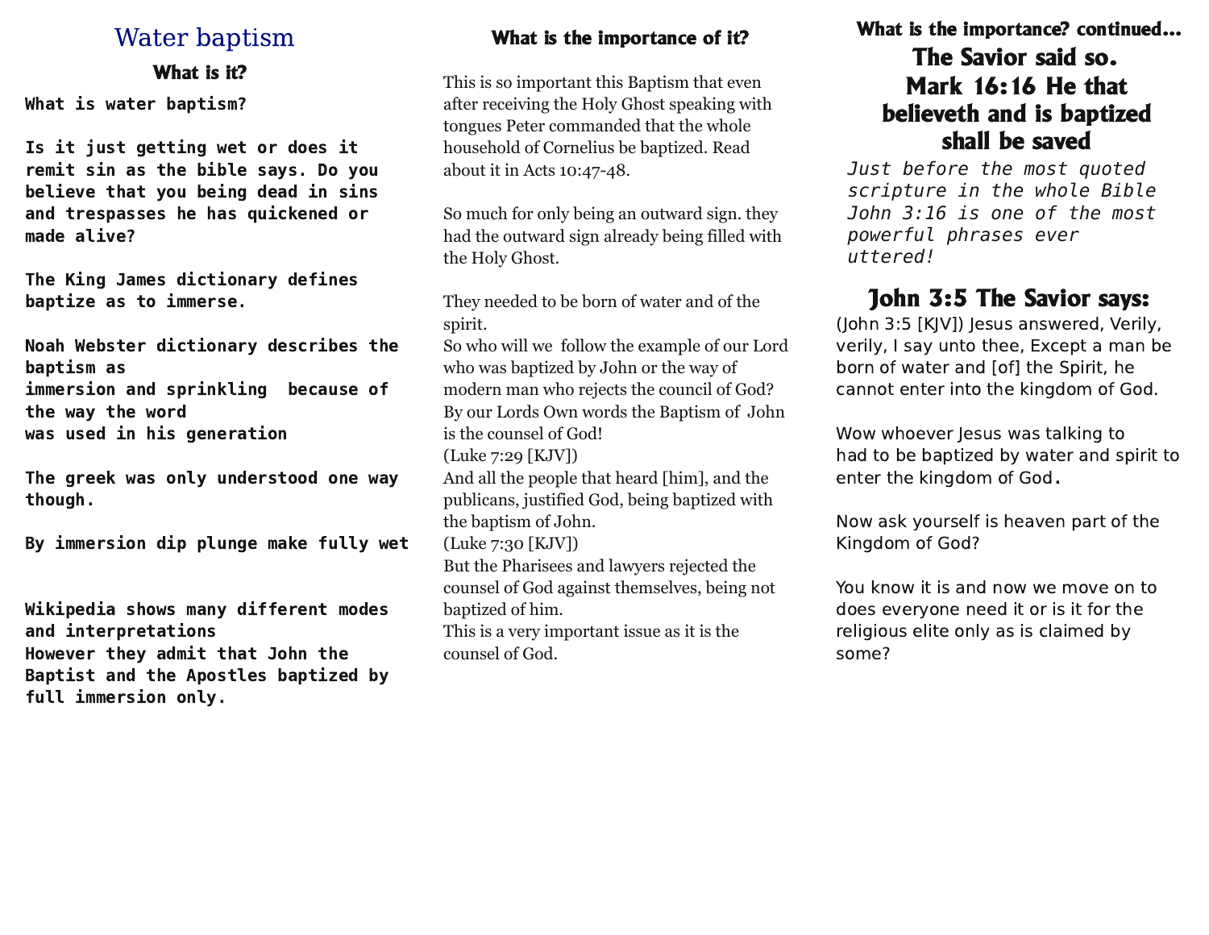# Water baptism

### What is it?

**What is water baptism?**

**Is it just getting wet or does it remit sin as the bible says. Do you believe that you being dead in sins and trespasses he has quickened or made alive?**

**The King James dictionary defines baptize as to immerse.**

**Noah Webster dictionary describes the baptism as immersion and sprinkling because of the way the word was used in his generation**

**The greek was only understood one way though.**

**By immersion dip plunge make fully wet**

**Wikipedia shows many different modes and interpretations However they admit that John the Baptist and the Apostles baptized by full immersion only.**

### What is the importance of it?

This is so important this Baptism that even after receiving the Holy Ghost speaking with tongues Peter commanded that the whole household of Cornelius be baptized. Read about it in Acts 10:47-48.

So much for only being an outward sign. they had the outward sign already being filled with the Holy Ghost.

They needed to be born of water and of the spirit.
So who will we follow the example of our Lord who was baptized by John or the way of modern man who rejects the council of God?
By our Lords Own words the Baptism of John is the counsel of God!
(Luke 7:29 [KJV])
And all the people that heard [him], and the publicans, justified God, being baptized with the baptism of John.
(Luke 7:30 [KJV])
But the Pharisees and lawyers rejected the counsel of God against themselves, being not baptized of him.
This is a very important issue as it is the counsel of God.

### What is the importance? continued...

## The Savior said so. Mark 16:16 He that believeth and is baptized shall be saved

*Just before the most quoted scripture in the whole Bible John 3:16 is one of the most powerful phrases ever uttered!*

## John 3:5 The Savior says:

(John 3:5 [KJV]) Jesus answered, Verily, verily, I say unto thee, Except a man be born of water and [of] the Spirit, he cannot enter into the kingdom of God.

Wow whoever Jesus was talking to had to be baptized by water and spirit to enter the kingdom of God.

Now ask yourself is heaven part of the Kingdom of God?

You know it is and now we move on to does everyone need it or is it for the religious elite only as is claimed by some?